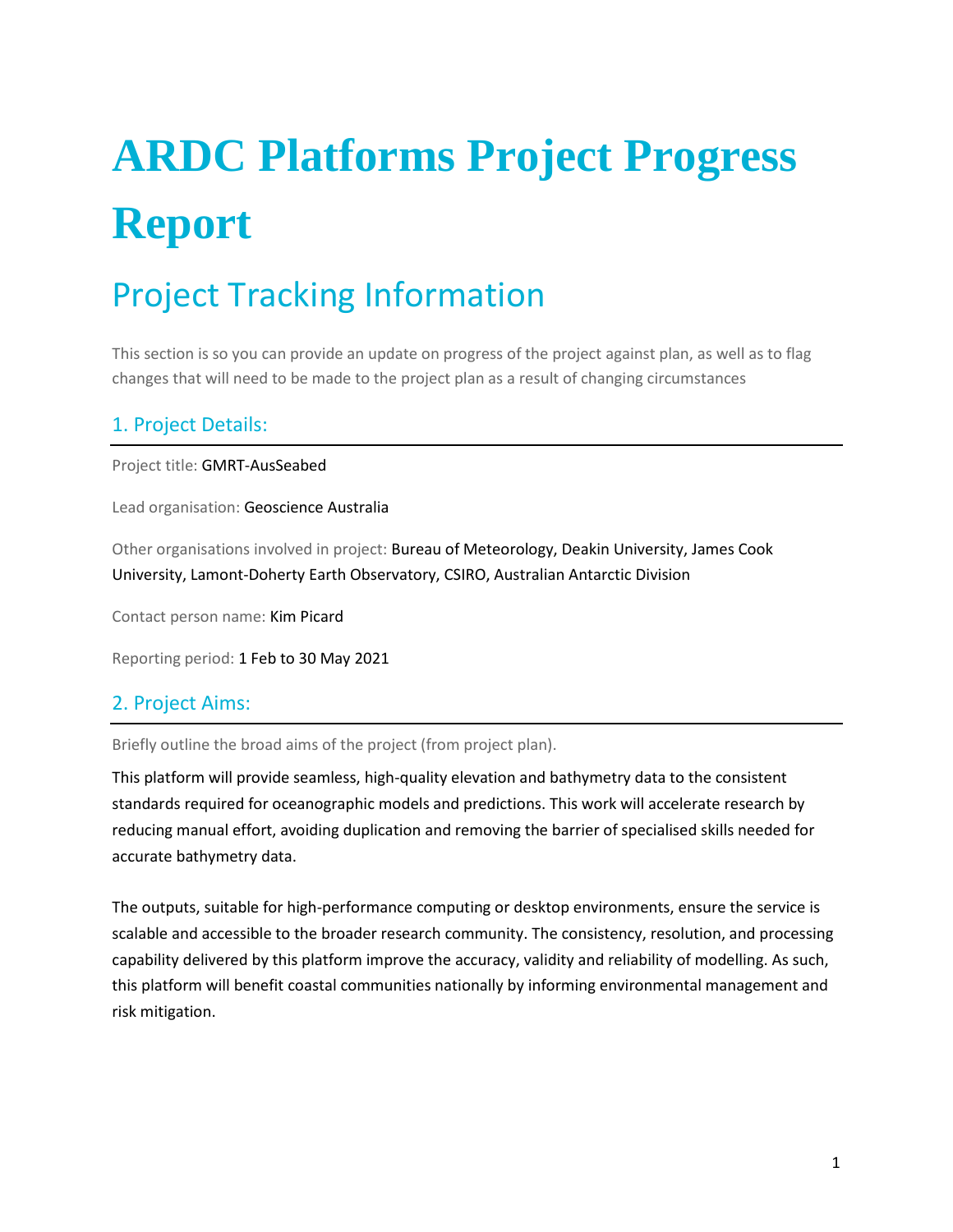# ARDC Platforms Project Progress Report

## Project Tracking Information

This section is so you can provide an update on progress of the project against plan, as well as to flag changes that will need to be made to the project plan as a result of changing circumstances

### 1. Project Details:

Project title: GMRT-AusSeabed

Lead organisation: Geoscience Australia

Other organisations involved in project: Bureau of Meteorology, Deakin University, James Cook University, Lamont-Doherty Earth Observatory, CSIRO, Australian Antarctic Division

Contact person name: Kim Picard

Reporting period: 1 Feb to 30 May 2021

### 2. Project Aims:

Briefly outline the broad aims of the project (from project plan).

This platform will provide seamless, high-quality elevation and bathymetry data to the consistent standards required for oceanographic models and predictions. This work will accelerate research by reducing manual effort, avoiding duplication and removing the barrier of specialised skills needed for accurate bathymetry data.

The outputs, suitable for high-performance computing or desktop environments, ensure the service is scalable and accessible to the broader research community. The consistency, resolution, and processing capability delivered by this platform improve the accuracy, validity and reliability of modelling. As such, this platform will benefit coastal communities nationally by informing environmental management and risk mitigation.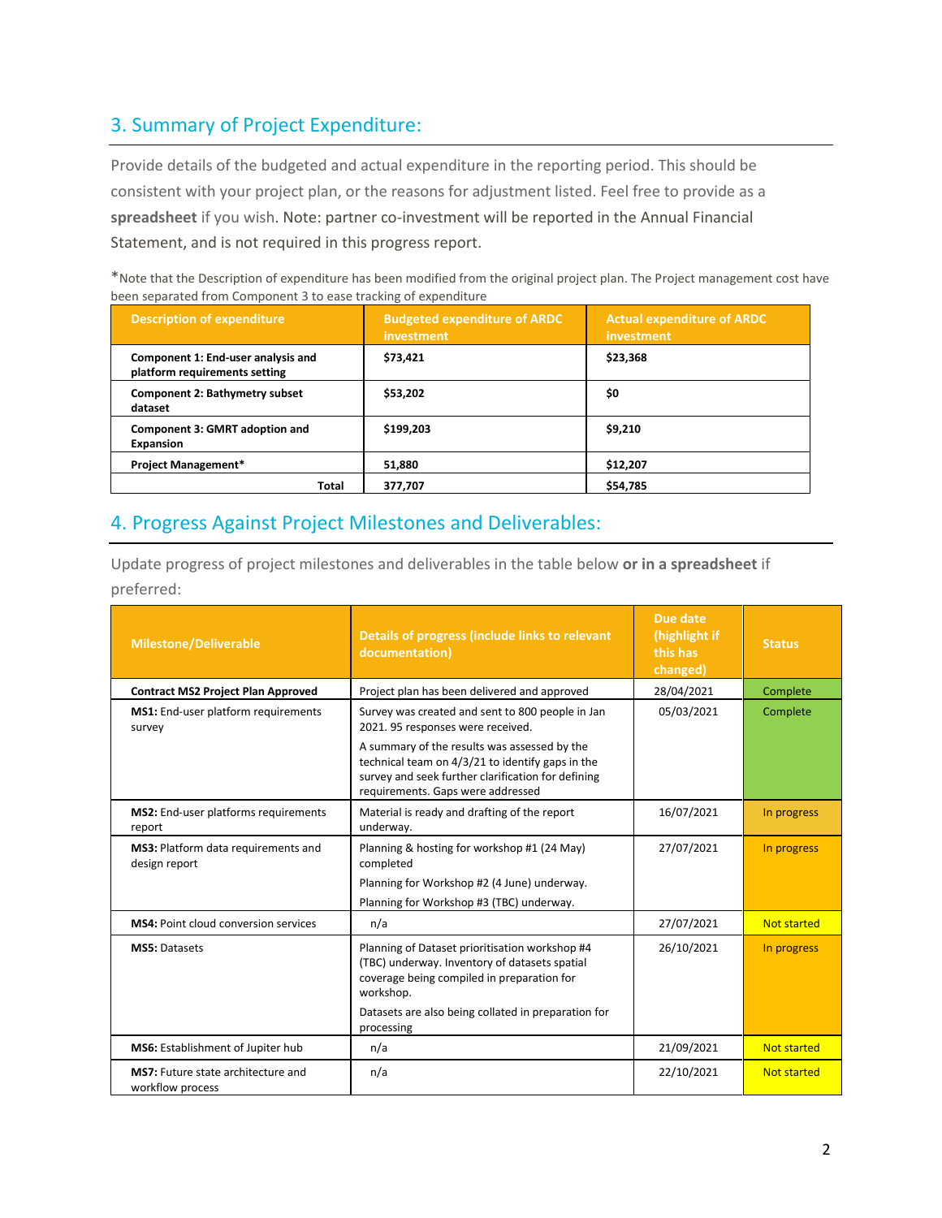## 3. Summary of Project Expenditure:

Provide details of the budgeted and actual expenditure in the reporting period. This should be consistent with your project plan, or the reasons for adjustment listed. Feel free to provide as a **spreadsheet** if you wish. Note: partner co-investment will be reported in the Annual Financial Statement, and is not required in this progress report.

*Note that the Description of expenditure has been modified from the original project plan. The Project management cost have been separated from Component 3 to ease tracking of expenditure

| Description of expenditure | Budgeted expenditure of ARDC investment | Actual expenditure of ARDC investment |
|---|---|---|
| **Component 1: End-user analysis and platform requirements setting** | **$73,421** | **$23,368** |
| **Component 2: Bathymetry subset dataset** | **$53,202** | **$0** |
| **Component 3: GMRT adoption and Expansion** | **$199,203** | **$9,210** |
| **Project Management*** | **51,880** | **$12,207** |
| **Total** | **377,707** | **$54,785** |

## 4. Progress Against Project Milestones and Deliverables:

Update progress of project milestones and deliverables in the table below **or in a spreadsheet** if preferred:

| Milestone/Deliverable | Details of progress (include links to relevant documentation) | Due date (highlight if this has changed) | Status |
|---|---|---|---|
| **Contract MS2 Project Plan Approved** | Project plan has been delivered and approved | 28/04/2021 | Complete |
| **MS1:** End-user platform requirements survey | Survey was created and sent to 800 people in Jan 2021. 95 responses were received.<br><br>A summary of the results was assessed by the technical team on 4/3/21 to identify gaps in the survey and seek further clarification for defining requirements. Gaps were addressed | 05/03/2021 | Complete |
| **MS2:** End-user platforms requirements report | Material is ready and drafting of the report underway. | 16/07/2021 | In progress |
| **MS3:** Platform data requirements and design report | Planning & hosting for workshop #1 (24 May) completed<br><br>Planning for Workshop #2 (4 June) underway.<br><br>Planning for Workshop #3 (TBC) underway. | 27/07/2021 | In progress |
| **MS4:** Point cloud conversion services | n/a | 27/07/2021 | Not started |
| **MS5:** Datasets | Planning of Dataset prioritisation workshop #4 (TBC) underway. Inventory of datasets spatial coverage being compiled in preparation for workshop.<br><br>Datasets are also being collated in preparation for processing | 26/10/2021 | In progress |
| **MS6:** Establishment of Jupiter hub | n/a | 21/09/2021 | Not started |
| **MS7:** Future state architecture and workflow process | n/a | 22/10/2021 | Not started |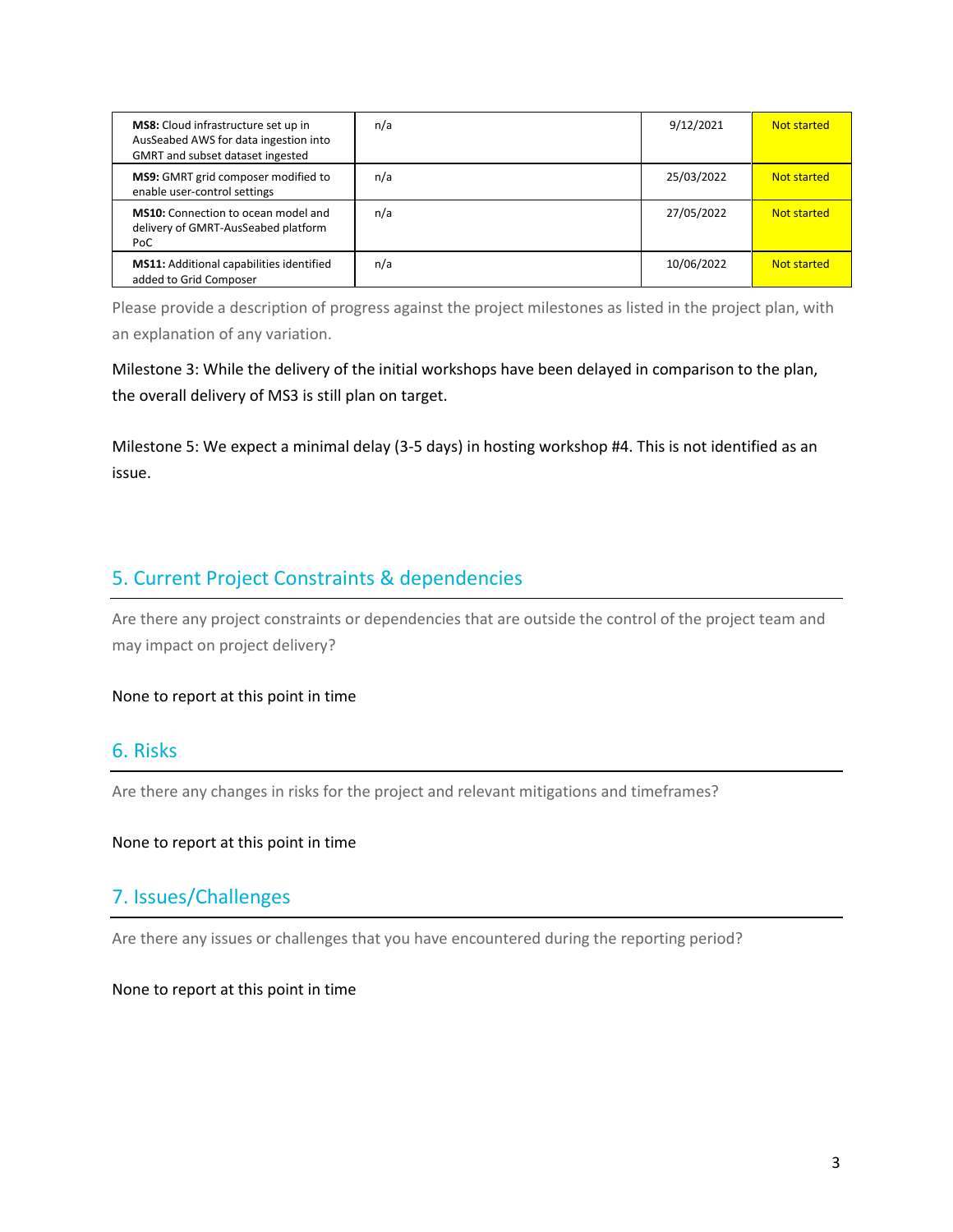| | | | |
|---|---|---|---|
| **MS8:** Cloud infrastructure set up in AusSeabed AWS for data ingestion into GMRT and subset dataset ingested | n/a | 9/12/2021 | Not started |
| **MS9:** GMRT grid composer modified to enable user-control settings | n/a | 25/03/2022 | Not started |
| **MS10:** Connection to ocean model and delivery of GMRT-AusSeabed platform PoC | n/a | 27/05/2022 | Not started |
| **MS11:** Additional capabilities identified added to Grid Composer | n/a | 10/06/2022 | Not started |

Please provide a description of progress against the project milestones as listed in the project plan, with an explanation of any variation.

Milestone 3: While the delivery of the initial workshops have been delayed in comparison to the plan, the overall delivery of MS3 is still plan on target.

Milestone 5: We expect a minimal delay (3-5 days) in hosting workshop #4. This is not identified as an issue.

## 5. Current Project Constraints & dependencies

Are there any project constraints or dependencies that are outside the control of the project team and may impact on project delivery?

None to report at this point in time

## 6. Risks

Are there any changes in risks for the project and relevant mitigations and timeframes?

None to report at this point in time

## 7. Issues/Challenges

Are there any issues or challenges that you have encountered during the reporting period?

None to report at this point in time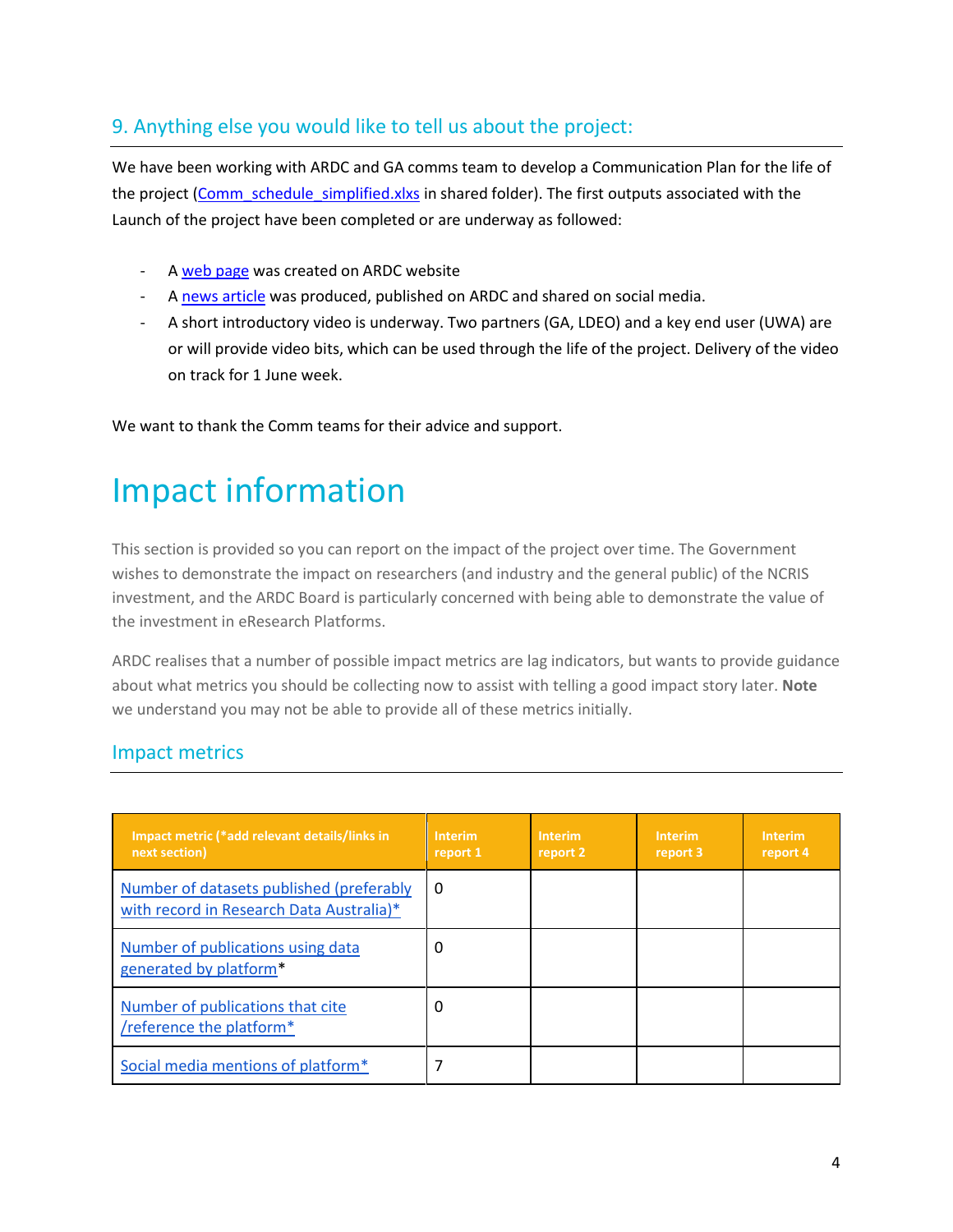## 9. Anything else you would like to tell us about the project:

We have been working with ARDC and GA comms team to develop a Communication Plan for the life of the project (Comm_schedule_simplified.xlxs in shared folder). The first outputs associated with the Launch of the project have been completed or are underway as followed:

- A web page was created on ARDC website
- A news article was produced, published on ARDC and shared on social media.
- A short introductory video is underway. Two partners (GA, LDEO) and a key end user (UWA) are or will provide video bits, which can be used through the life of the project. Delivery of the video on track for 1 June week.

We want to thank the Comm teams for their advice and support.

# Impact information

This section is provided so you can report on the impact of the project over time. The Government wishes to demonstrate the impact on researchers (and industry and the general public) of the NCRIS investment, and the ARDC Board is particularly concerned with being able to demonstrate the value of the investment in eResearch Platforms.

ARDC realises that a number of possible impact metrics are lag indicators, but wants to provide guidance about what metrics you should be collecting now to assist with telling a good impact story later. **Note** we understand you may not be able to provide all of these metrics initially.

## Impact metrics

| Impact metric (*add relevant details/links in next section) | Interim report 1 | Interim report 2 | Interim report 3 | Interim report 4 |
|---|---|---|---|---|
| Number of datasets published (preferably with record in Research Data Australia)* | 0 | | | |
| Number of publications using data generated by platform* | 0 | | | |
| Number of publications that cite /reference the platform* | 0 | | | |
| Social media mentions of platform* | 7 | | | |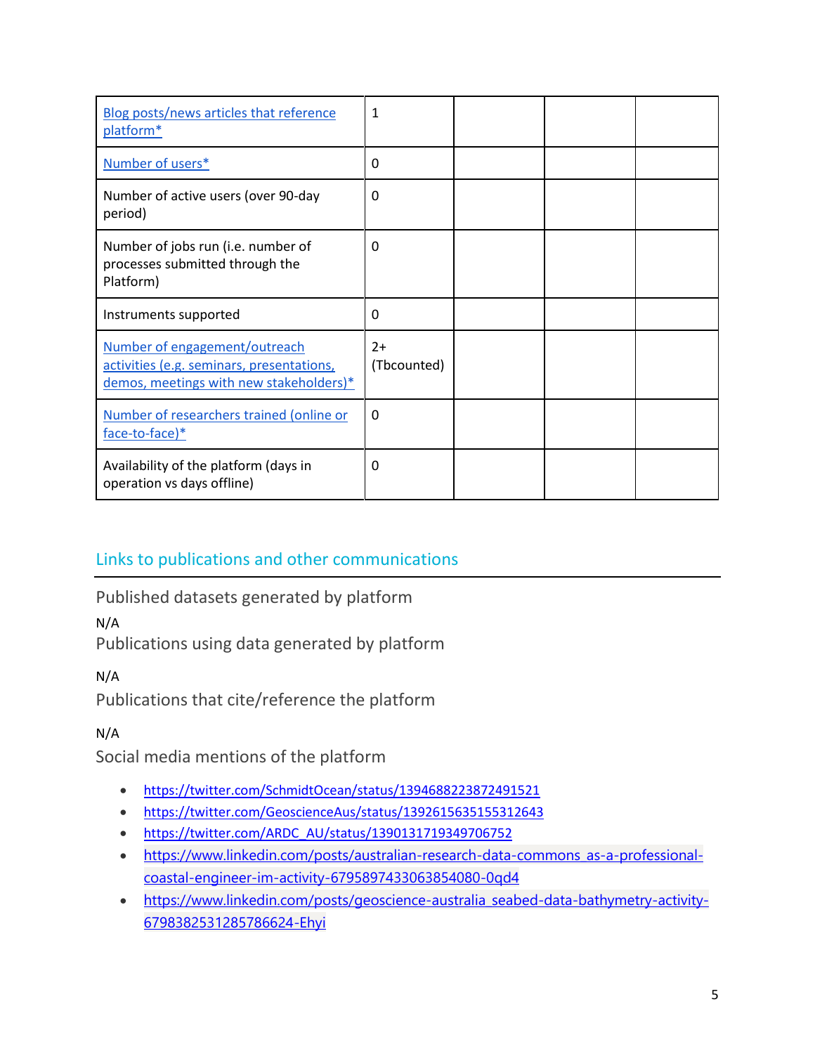| | | | | |
|---|---|---|---|---|
| Blog posts/news articles that reference platform* | 1 | | | |
| Number of users* | 0 | | | |
| Number of active users (over 90-day period) | 0 | | | |
| Number of jobs run (i.e. number of processes submitted through the Platform) | 0 | | | |
| Instruments supported | 0 | | | |
| Number of engagement/outreach activities (e.g. seminars, presentations, demos, meetings with new stakeholders)* | 2+ (Tbcounted) | | | |
| Number of researchers trained (online or face-to-face)* | 0 | | | |
| Availability of the platform (days in operation vs days offline) | 0 | | | |

## Links to publications and other communications

### Published datasets generated by platform

N/A

### Publications using data generated by platform

N/A

### Publications that cite/reference the platform

N/A

### Social media mentions of the platform

- https://twitter.com/SchmidtOcean/status/1394688223872491521
- https://twitter.com/GeoscienceAus/status/1392615635155312643
- https://twitter.com/ARDC_AU/status/1390131719349706752
- https://www.linkedin.com/posts/australian-research-data-commons_as-a-professional-coastal-engineer-im-activity-6795897433063854080-0qd4
- https://www.linkedin.com/posts/geoscience-australia_seabed-data-bathymetry-activity-6798382531285786624-Ehyi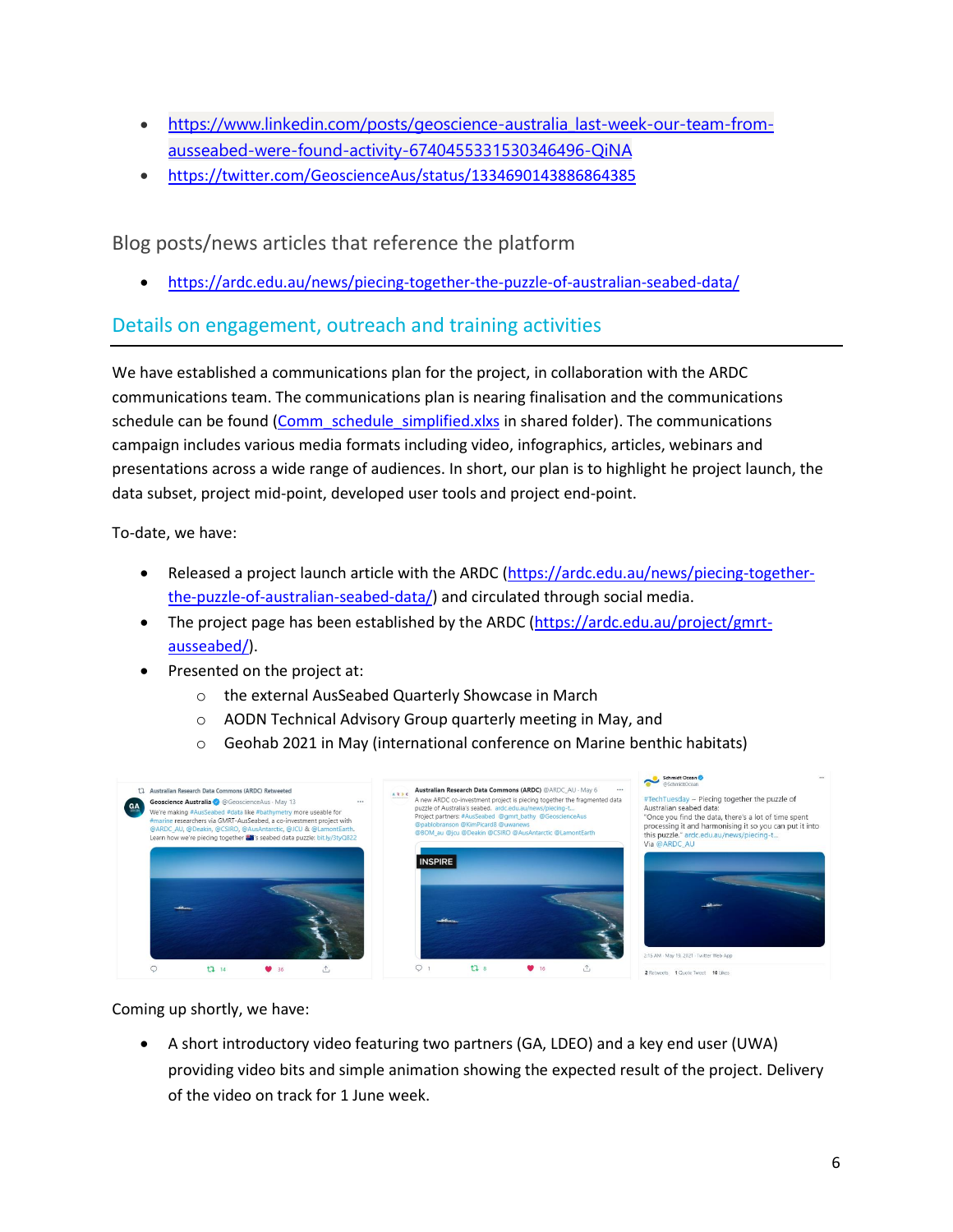- https://www.linkedin.com/posts/geoscience-australia_last-week-our-team-from-ausseabed-were-found-activity-6740455331530346496-QiNA
- https://twitter.com/GeoscienceAus/status/1334690143886864385

### Blog posts/news articles that reference the platform

- https://ardc.edu.au/news/piecing-together-the-puzzle-of-australian-seabed-data/

## Details on engagement, outreach and training activities

We have established a communications plan for the project, in collaboration with the ARDC communications team. The communications plan is nearing finalisation and the communications schedule can be found (Comm_schedule_simplified.xlxs in shared folder). The communications campaign includes various media formats including video, infographics, articles, webinars and presentations across a wide range of audiences. In short, our plan is to highlight he project launch, the data subset, project mid-point, developed user tools and project end-point.

To-date, we have:

- Released a project launch article with the ARDC (https://ardc.edu.au/news/piecing-together-the-puzzle-of-australian-seabed-data/) and circulated through social media.
- The project page has been established by the ARDC (https://ardc.edu.au/project/gmrt-ausseabed/).
- Presented on the project at:
  - the external AusSeabed Quarterly Showcase in March
  - AODN Technical Advisory Group quarterly meeting in May, and
  - Geohab 2021 in May (international conference on Marine benthic habitats)

Coming up shortly, we have:

- A short introductory video featuring two partners (GA, LDEO) and a key end user (UWA) providing video bits and simple animation showing the expected result of the project. Delivery of the video on track for 1 June week.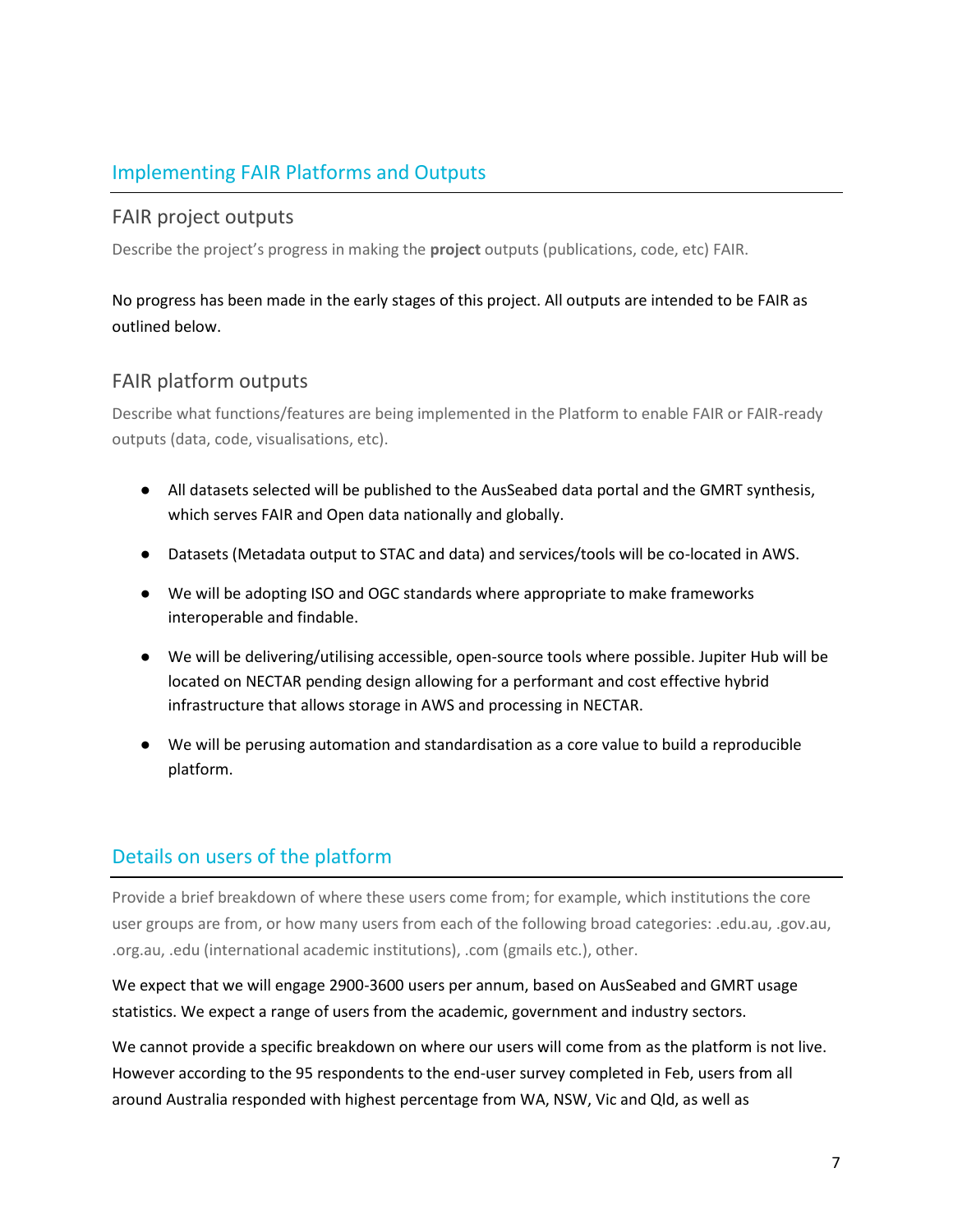## Implementing FAIR Platforms and Outputs

### FAIR project outputs

Describe the project's progress in making the **project** outputs (publications, code, etc) FAIR.

No progress has been made in the early stages of this project. All outputs are intended to be FAIR as outlined below.

### FAIR platform outputs

Describe what functions/features are being implemented in the Platform to enable FAIR or FAIR-ready outputs (data, code, visualisations, etc).

- All datasets selected will be published to the AusSeabed data portal and the GMRT synthesis, which serves FAIR and Open data nationally and globally.
- Datasets (Metadata output to STAC and data) and services/tools will be co-located in AWS.
- We will be adopting ISO and OGC standards where appropriate to make frameworks interoperable and findable.
- We will be delivering/utilising accessible, open-source tools where possible. Jupiter Hub will be located on NECTAR pending design allowing for a performant and cost effective hybrid infrastructure that allows storage in AWS and processing in NECTAR.
- We will be perusing automation and standardisation as a core value to build a reproducible platform.

## Details on users of the platform

Provide a brief breakdown of where these users come from; for example, which institutions the core user groups are from, or how many users from each of the following broad categories: .edu.au, .gov.au, .org.au, .edu (international academic institutions), .com (gmails etc.), other.

We expect that we will engage 2900-3600 users per annum, based on AusSeabed and GMRT usage statistics. We expect a range of users from the academic, government and industry sectors.

We cannot provide a specific breakdown on where our users will come from as the platform is not live. However according to the 95 respondents to the end-user survey completed in Feb, users from all around Australia responded with highest percentage from WA, NSW, Vic and Qld, as well as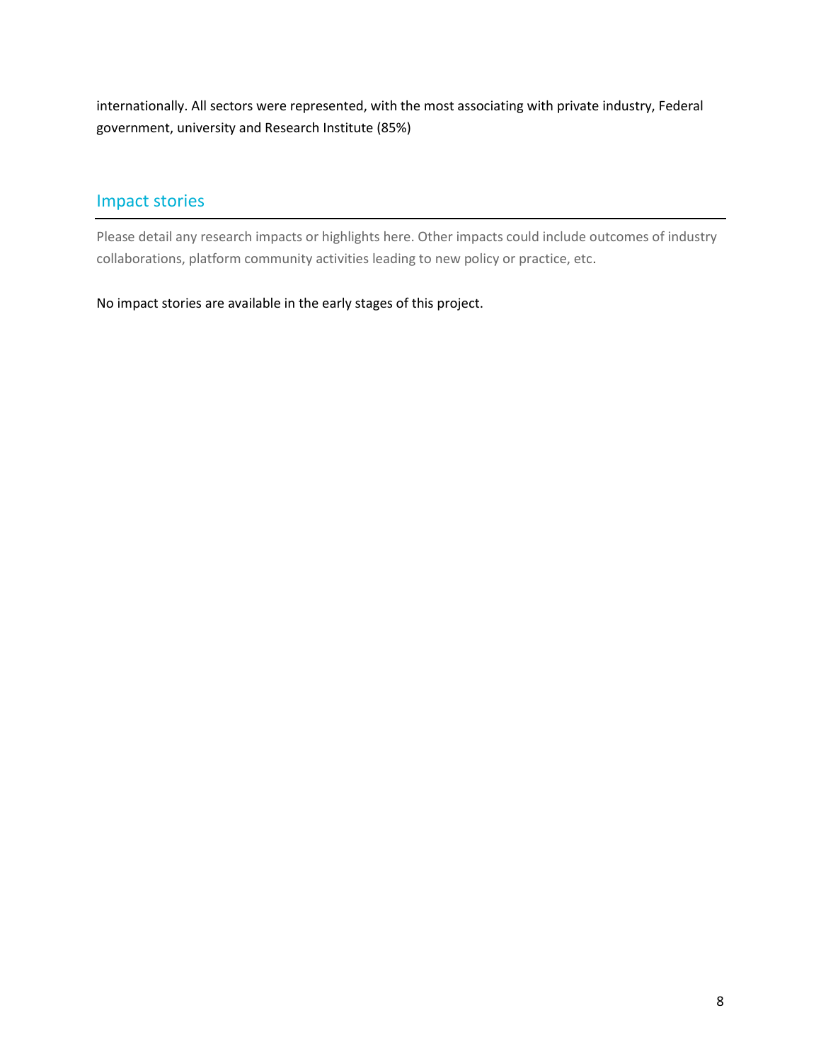internationally. All sectors were represented, with the most associating with private industry, Federal government, university and Research Institute (85%)

## Impact stories

Please detail any research impacts or highlights here. Other impacts could include outcomes of industry collaborations, platform community activities leading to new policy or practice, etc.

No impact stories are available in the early stages of this project.